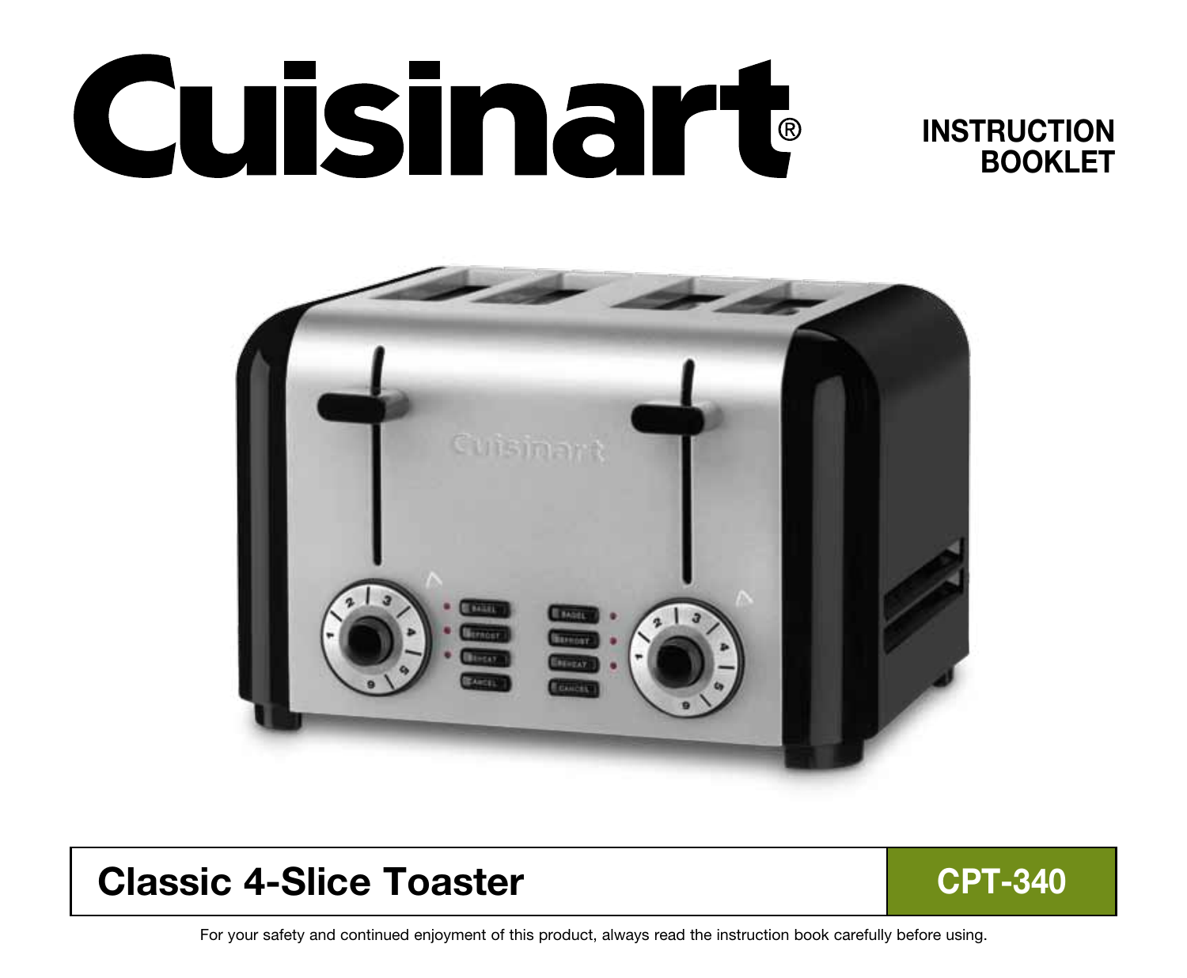# Cuisinart®

## INSTRUCTION BOOKLET

## Classic 4-Slice Toaster | CPT-340

For your safety and continued enjoyment of this product, always read the instruction book carefully before using.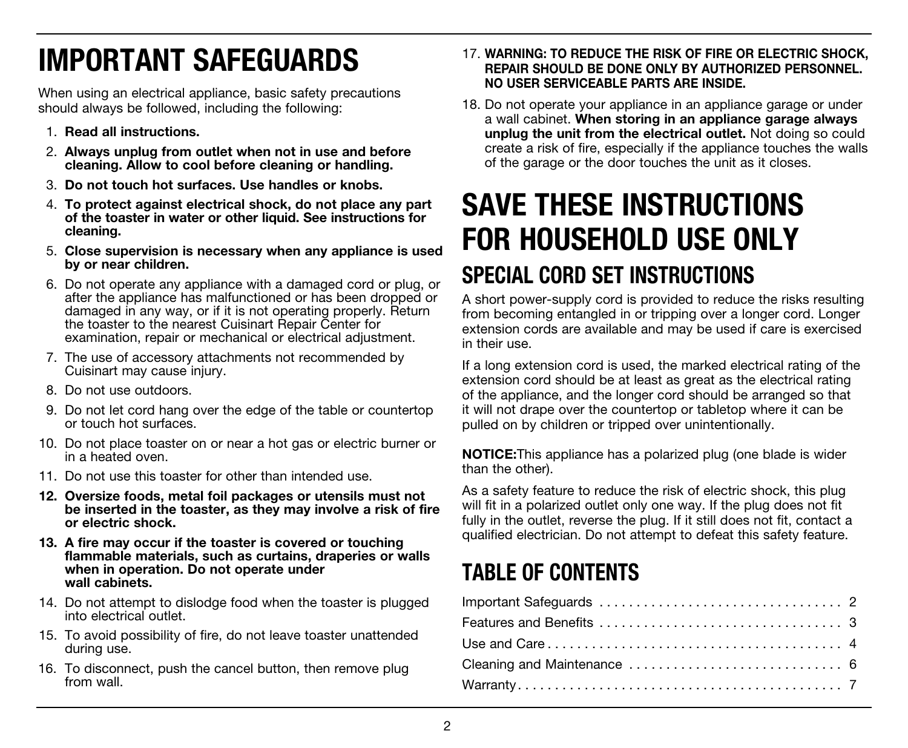# IMPORTANT SAFEGUARDS

When using an electrical appliance, basic safety precautions should always be followed, including the following:

1. **Read all instructions.**
2. **Always unplug from outlet when not in use and before cleaning. Allow to cool before cleaning or handling.**
3. **Do not touch hot surfaces. Use handles or knobs.**
4. **To protect against electrical shock, do not place any part of the toaster in water or other liquid. See instructions for cleaning.**
5. **Close supervision is necessary when any appliance is used by or near children.**
6. Do not operate any appliance with a damaged cord or plug, or after the appliance has malfunctioned or has been dropped or damaged in any way, or if it is not operating properly. Return the toaster to the nearest Cuisinart Repair Center for examination, repair or mechanical or electrical adjustment.
7. The use of accessory attachments not recommended by Cuisinart may cause injury.
8. Do not use outdoors.
9. Do not let cord hang over the edge of the table or countertop or touch hot surfaces.
10. Do not place toaster on or near a hot gas or electric burner or in a heated oven.
11. Do not use this toaster for other than intended use.
12. **Oversize foods, metal foil packages or utensils must not be inserted in the toaster, as they may involve a risk of fire or electric shock.**
13. **A fire may occur if the toaster is covered or touching flammable materials, such as curtains, draperies or walls when in operation. Do not operate under wall cabinets.**
14. Do not attempt to dislodge food when the toaster is plugged into electrical outlet.
15. To avoid possibility of fire, do not leave toaster unattended during use.
16. To disconnect, push the cancel button, then remove plug from wall.
17. **WARNING: TO REDUCE THE RISK OF FIRE OR ELECTRIC SHOCK, REPAIR SHOULD BE DONE ONLY BY AUTHORIZED PERSONNEL. NO USER SERVICEABLE PARTS ARE INSIDE.**
18. Do not operate your appliance in an appliance garage or under a wall cabinet. **When storing in an appliance garage always unplug the unit from the electrical outlet.** Not doing so could create a risk of fire, especially if the appliance touches the walls of the garage or the door touches the unit as it closes.

# SAVE THESE INSTRUCTIONS FOR HOUSEHOLD USE ONLY

## SPECIAL CORD SET INSTRUCTIONS

A short power-supply cord is provided to reduce the risks resulting from becoming entangled in or tripping over a longer cord. Longer extension cords are available and may be used if care is exercised in their use.

If a long extension cord is used, the marked electrical rating of the extension cord should be at least as great as the electrical rating of the appliance, and the longer cord should be arranged so that it will not drape over the countertop or tabletop where it can be pulled on by children or tripped over unintentionally.

**NOTICE:**This appliance has a polarized plug (one blade is wider than the other).

As a safety feature to reduce the risk of electric shock, this plug will fit in a polarized outlet only one way. If the plug does not fit fully in the outlet, reverse the plug. If it still does not fit, contact a qualified electrician. Do not attempt to defeat this safety feature.

## TABLE OF CONTENTS

| Section | Page |
|---|---|
| Important Safeguards | 2 |
| Features and Benefits | 3 |
| Use and Care | 4 |
| Cleaning and Maintenance | 6 |
| Warranty | 7 |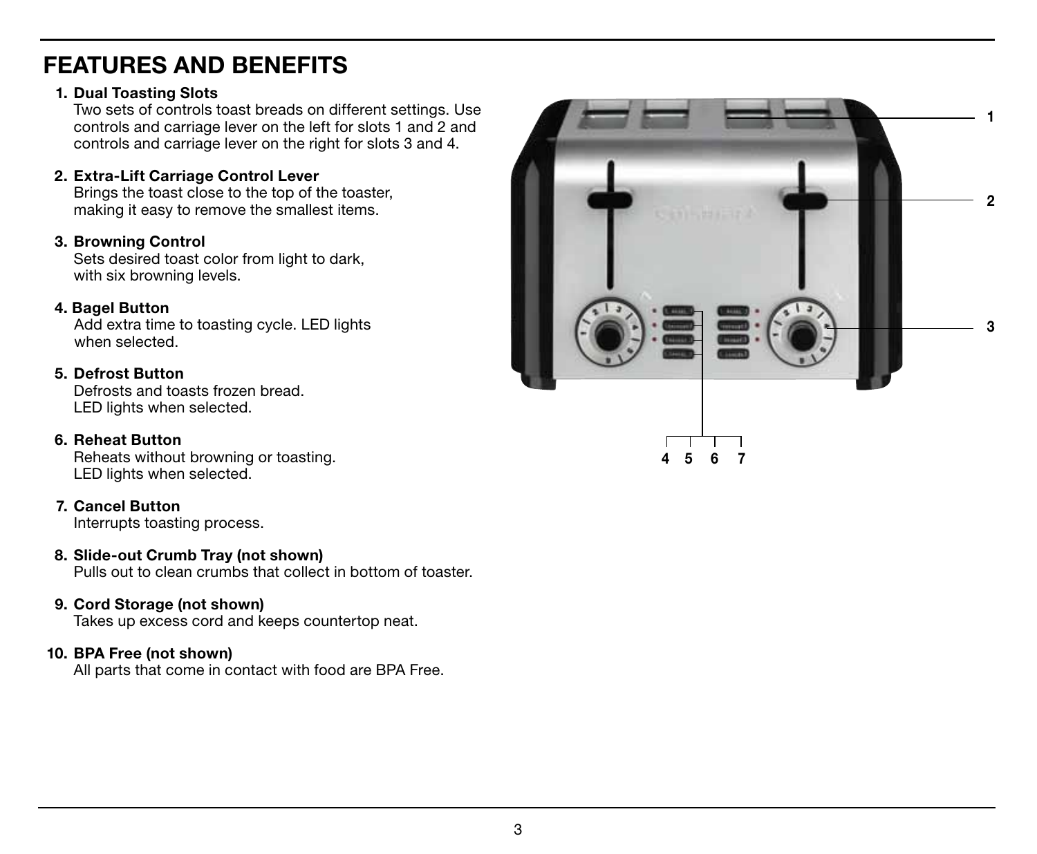# FEATURES AND BENEFITS

1. **Dual Toasting Slots**
   Two sets of controls toast breads on different settings. Use controls and carriage lever on the left for slots 1 and 2 and controls and carriage lever on the right for slots 3 and 4.

2. **Extra-Lift Carriage Control Lever**
   Brings the toast close to the top of the toaster, making it easy to remove the smallest items.

3. **Browning Control**
   Sets desired toast color from light to dark, with six browning levels.

4. **Bagel Button**
   Add extra time to toasting cycle. LED lights when selected.

5. **Defrost Button**
   Defrosts and toasts frozen bread. LED lights when selected.

6. **Reheat Button**
   Reheats without browning or toasting. LED lights when selected.

7. **Cancel Button**
   Interrupts toasting process.

8. **Slide-out Crumb Tray (not shown)**
   Pulls out to clean crumbs that collect in bottom of toaster.

9. **Cord Storage (not shown)**
   Takes up excess cord and keeps countertop neat.

10. **BPA Free (not shown)**
    All parts that come in contact with food are BPA Free.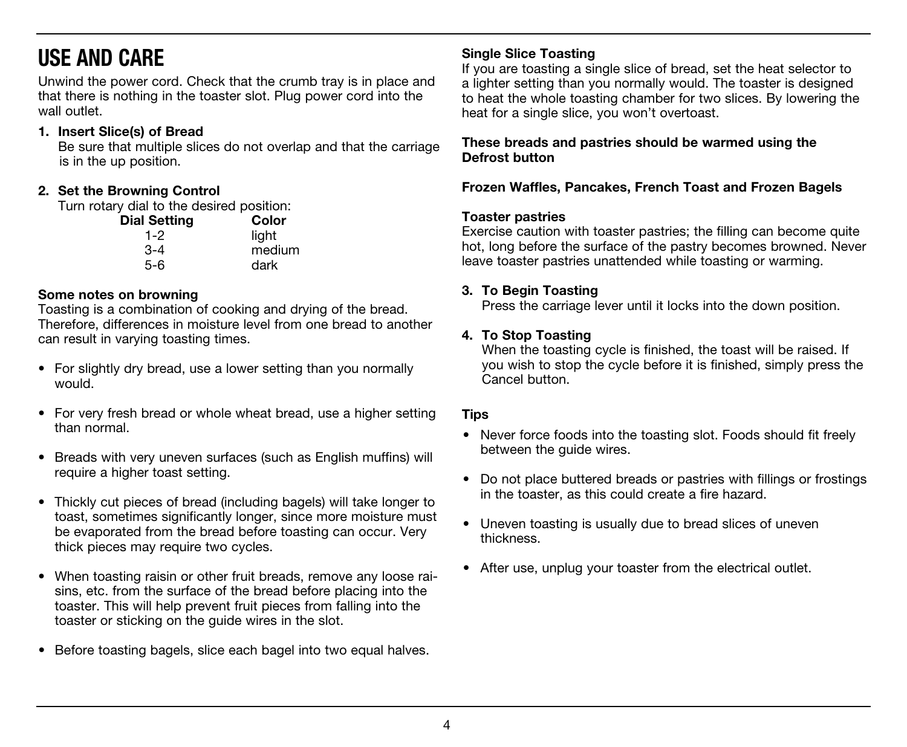# USE AND CARE

Unwind the power cord. Check that the crumb tray is in place and that there is nothing in the toaster slot. Plug power cord into the wall outlet.

1. **Insert Slice(s) of Bread**
   Be sure that multiple slices do not overlap and that the carriage is in the up position.

2. **Set the Browning Control**
   Turn rotary dial to the desired position:

| Dial Setting | Color |
|---|---|
| 1-2 | light |
| 3-4 | medium |
| 5-6 | dark |

**Some notes on browning**

Toasting is a combination of cooking and drying of the bread. Therefore, differences in moisture level from one bread to another can result in varying toasting times.

- For slightly dry bread, use a lower setting than you normally would.
- For very fresh bread or whole wheat bread, use a higher setting than normal.
- Breads with very uneven surfaces (such as English muffins) will require a higher toast setting.
- Thickly cut pieces of bread (including bagels) will take longer to toast, sometimes significantly longer, since more moisture must be evaporated from the bread before toasting can occur. Very thick pieces may require two cycles.
- When toasting raisin or other fruit breads, remove any loose raisins, etc. from the surface of the bread before placing into the toaster. This will help prevent fruit pieces from falling into the toaster or sticking on the guide wires in the slot.
- Before toasting bagels, slice each bagel into two equal halves.

**Single Slice Toasting**

If you are toasting a single slice of bread, set the heat selector to a lighter setting than you normally would. The toaster is designed to heat the whole toasting chamber for two slices. By lowering the heat for a single slice, you won't overtoast.

**These breads and pastries should be warmed using the Defrost button**

**Frozen Waffles, Pancakes, French Toast and Frozen Bagels**

**Toaster pastries**

Exercise caution with toaster pastries; the filling can become quite hot, long before the surface of the pastry becomes browned. Never leave toaster pastries unattended while toasting or warming.

3. **To Begin Toasting**
   Press the carriage lever until it locks into the down position.

4. **To Stop Toasting**
   When the toasting cycle is finished, the toast will be raised. If you wish to stop the cycle before it is finished, simply press the Cancel button.

**Tips**

- Never force foods into the toasting slot. Foods should fit freely between the guide wires.
- Do not place buttered breads or pastries with fillings or frostings in the toaster, as this could create a fire hazard.
- Uneven toasting is usually due to bread slices of uneven thickness.
- After use, unplug your toaster from the electrical outlet.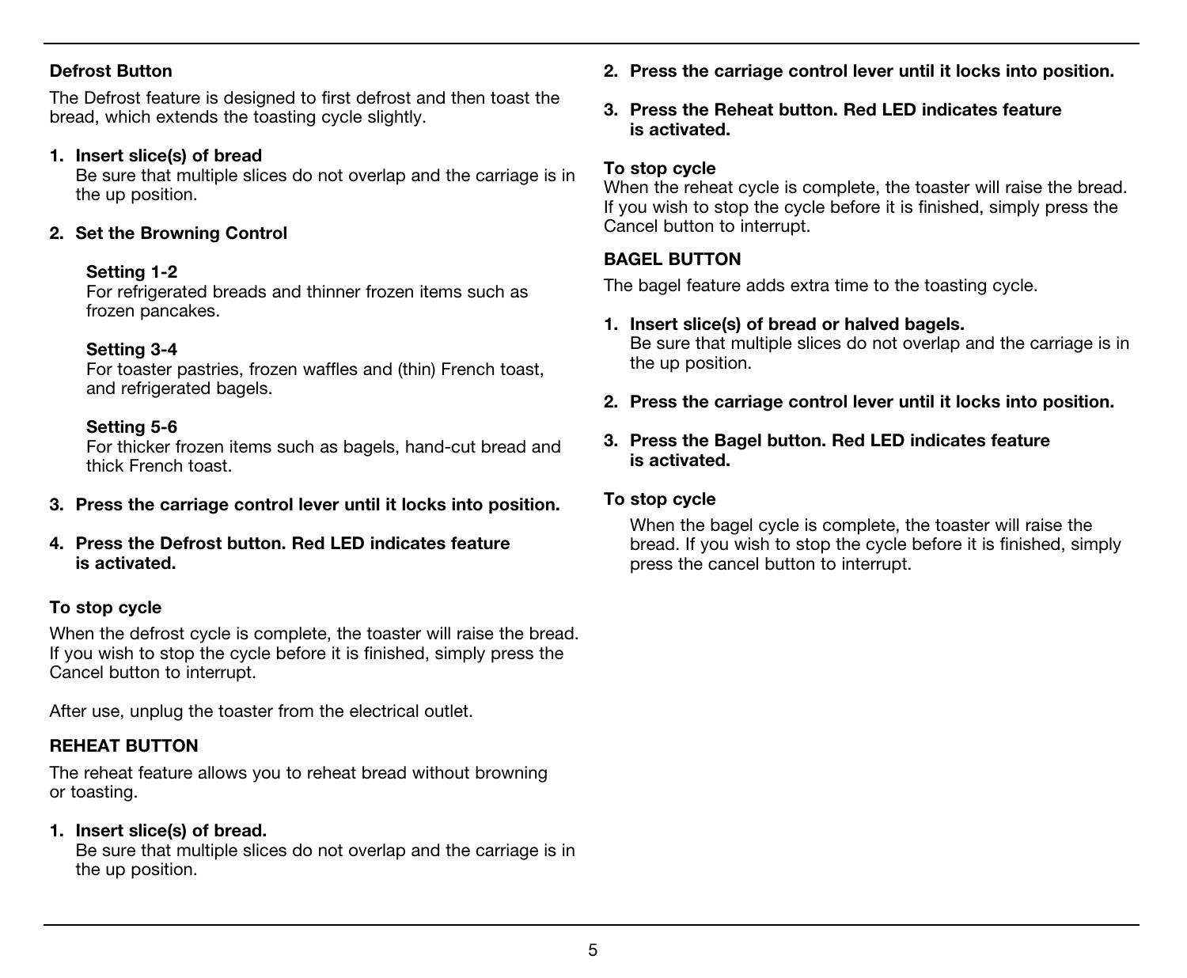### Defrost Button

The Defrost feature is designed to first defrost and then toast the bread, which extends the toasting cycle slightly.

1. **Insert slice(s) of bread**
   Be sure that multiple slices do not overlap and the carriage is in the up position.

2. **Set the Browning Control**

   **Setting 1-2**
   For refrigerated breads and thinner frozen items such as frozen pancakes.

   **Setting 3-4**
   For toaster pastries, frozen waffles and (thin) French toast, and refrigerated bagels.

   **Setting 5-6**
   For thicker frozen items such as bagels, hand-cut bread and thick French toast.

3. **Press the carriage control lever until it locks into position.**

4. **Press the Defrost button. Red LED indicates feature is activated.**

#### To stop cycle

When the defrost cycle is complete, the toaster will raise the bread. If you wish to stop the cycle before it is finished, simply press the Cancel button to interrupt.

After use, unplug the toaster from the electrical outlet.

### REHEAT BUTTON

The reheat feature allows you to reheat bread without browning or toasting.

1. **Insert slice(s) of bread.**
   Be sure that multiple slices do not overlap and the carriage is in the up position.

2. **Press the carriage control lever until it locks into position.**

3. **Press the Reheat button. Red LED indicates feature is activated.**

#### To stop cycle

When the reheat cycle is complete, the toaster will raise the bread. If you wish to stop the cycle before it is finished, simply press the Cancel button to interrupt.

### BAGEL BUTTON

The bagel feature adds extra time to the toasting cycle.

1. **Insert slice(s) of bread or halved bagels.**
   Be sure that multiple slices do not overlap and the carriage is in the up position.

2. **Press the carriage control lever until it locks into position.**

3. **Press the Bagel button. Red LED indicates feature is activated.**

#### To stop cycle

When the bagel cycle is complete, the toaster will raise the bread. If you wish to stop the cycle before it is finished, simply press the cancel button to interrupt.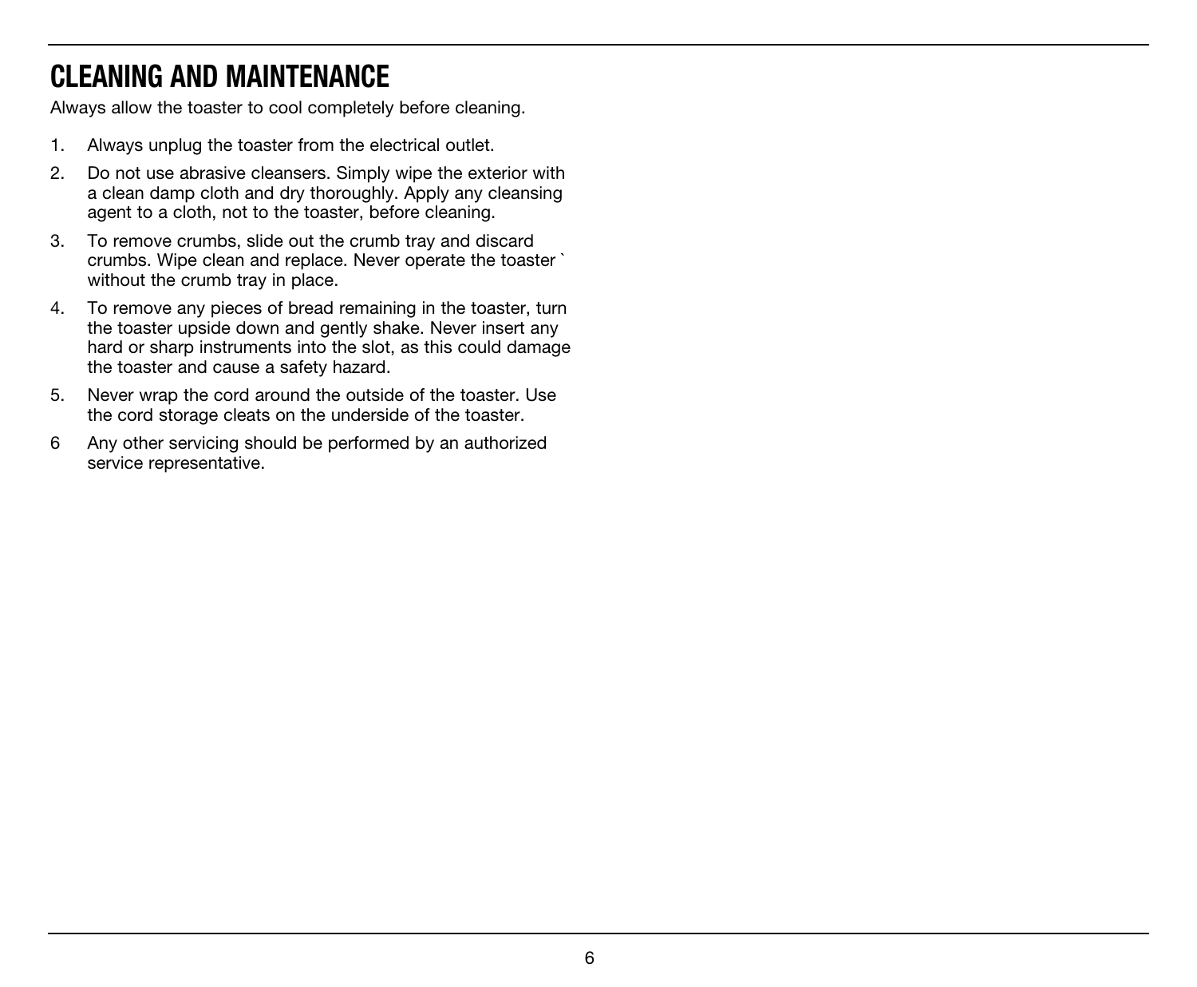# CLEANING AND MAINTENANCE

Always allow the toaster to cool completely before cleaning.

1. Always unplug the toaster from the electrical outlet.
2. Do not use abrasive cleansers. Simply wipe the exterior with a clean damp cloth and dry thoroughly. Apply any cleansing agent to a cloth, not to the toaster, before cleaning.
3. To remove crumbs, slide out the crumb tray and discard crumbs. Wipe clean and replace. Never operate the toaster ` without the crumb tray in place.
4. To remove any pieces of bread remaining in the toaster, turn the toaster upside down and gently shake. Never insert any hard or sharp instruments into the slot, as this could damage the toaster and cause a safety hazard.
5. Never wrap the cord around the outside of the toaster. Use the cord storage cleats on the underside of the toaster.
6. Any other servicing should be performed by an authorized service representative.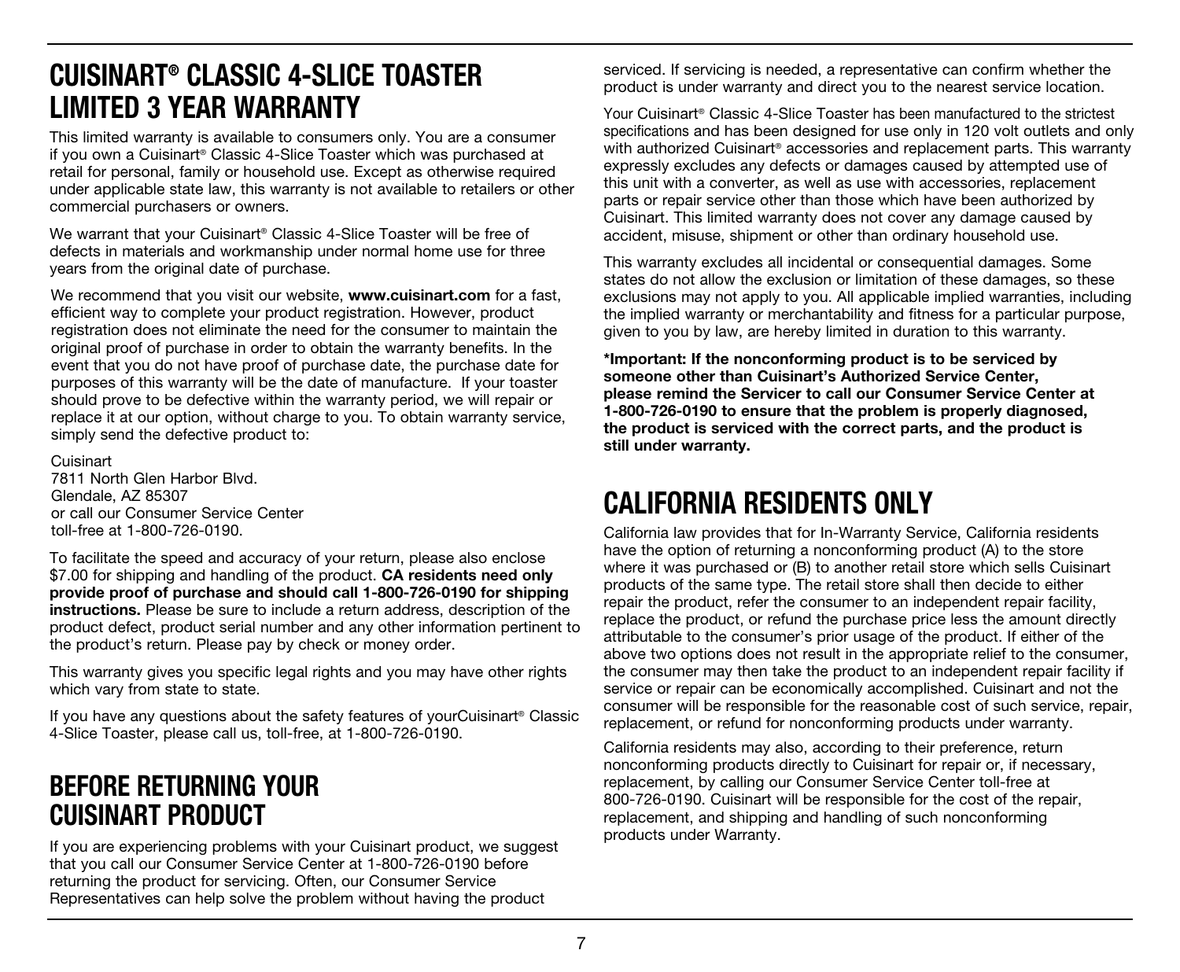# CUISINART® CLASSIC 4-SLICE TOASTER LIMITED 3 YEAR WARRANTY

This limited warranty is available to consumers only. You are a consumer if you own a Cuisinart® Classic 4-Slice Toaster which was purchased at retail for personal, family or household use. Except as otherwise required under applicable state law, this warranty is not available to retailers or other commercial purchasers or owners.

We warrant that your Cuisinart® Classic 4-Slice Toaster will be free of defects in materials and workmanship under normal home use for three years from the original date of purchase.

We recommend that you visit our website, **www.cuisinart.com** for a fast, efficient way to complete your product registration. However, product registration does not eliminate the need for the consumer to maintain the original proof of purchase in order to obtain the warranty benefits. In the event that you do not have proof of purchase date, the purchase date for purposes of this warranty will be the date of manufacture. If your toaster should prove to be defective within the warranty period, we will repair or replace it at our option, without charge to you. To obtain warranty service, simply send the defective product to:

Cuisinart
7811 North Glen Harbor Blvd.
Glendale, AZ 85307
or call our Consumer Service Center
toll-free at 1-800-726-0190.

To facilitate the speed and accuracy of your return, please also enclose $7.00 for shipping and handling of the product. **CA residents need only provide proof of purchase and should call 1-800-726-0190 for shipping instructions.** Please be sure to include a return address, description of the product defect, product serial number and any other information pertinent to the product's return. Please pay by check or money order.

This warranty gives you specific legal rights and you may have other rights which vary from state to state.

If you have any questions about the safety features of yourCuisinart® Classic 4-Slice Toaster, please call us, toll-free, at 1-800-726-0190.

# BEFORE RETURNING YOUR CUISINART PRODUCT

If you are experiencing problems with your Cuisinart product, we suggest that you call our Consumer Service Center at 1-800-726-0190 before returning the product for servicing. Often, our Consumer Service Representatives can help solve the problem without having the product serviced. If servicing is needed, a representative can confirm whether the product is under warranty and direct you to the nearest service location.

Your Cuisinart® Classic 4-Slice Toaster has been manufactured to the strictest specifications and has been designed for use only in 120 volt outlets and only with authorized Cuisinart® accessories and replacement parts. This warranty expressly excludes any defects or damages caused by attempted use of this unit with a converter, as well as use with accessories, replacement parts or repair service other than those which have been authorized by Cuisinart. This limited warranty does not cover any damage caused by accident, misuse, shipment or other than ordinary household use.

This warranty excludes all incidental or consequential damages. Some states do not allow the exclusion or limitation of these damages, so these exclusions may not apply to you. All applicable implied warranties, including the implied warranty or merchantability and fitness for a particular purpose, given to you by law, are hereby limited in duration to this warranty.

**\*Important: If the nonconforming product is to be serviced by someone other than Cuisinart's Authorized Service Center, please remind the Servicer to call our Consumer Service Center at 1-800-726-0190 to ensure that the problem is properly diagnosed, the product is serviced with the correct parts, and the product is still under warranty.**

# CALIFORNIA RESIDENTS ONLY

California law provides that for In-Warranty Service, California residents have the option of returning a nonconforming product (A) to the store where it was purchased or (B) to another retail store which sells Cuisinart products of the same type. The retail store shall then decide to either repair the product, refer the consumer to an independent repair facility, replace the product, or refund the purchase price less the amount directly attributable to the consumer's prior usage of the product. If either of the above two options does not result in the appropriate relief to the consumer, the consumer may then take the product to an independent repair facility if service or repair can be economically accomplished. Cuisinart and not the consumer will be responsible for the reasonable cost of such service, repair, replacement, or refund for nonconforming products under warranty.

California residents may also, according to their preference, return nonconforming products directly to Cuisinart for repair or, if necessary, replacement, by calling our Consumer Service Center toll-free at 800-726-0190. Cuisinart will be responsible for the cost of the repair, replacement, and shipping and handling of such nonconforming products under Warranty.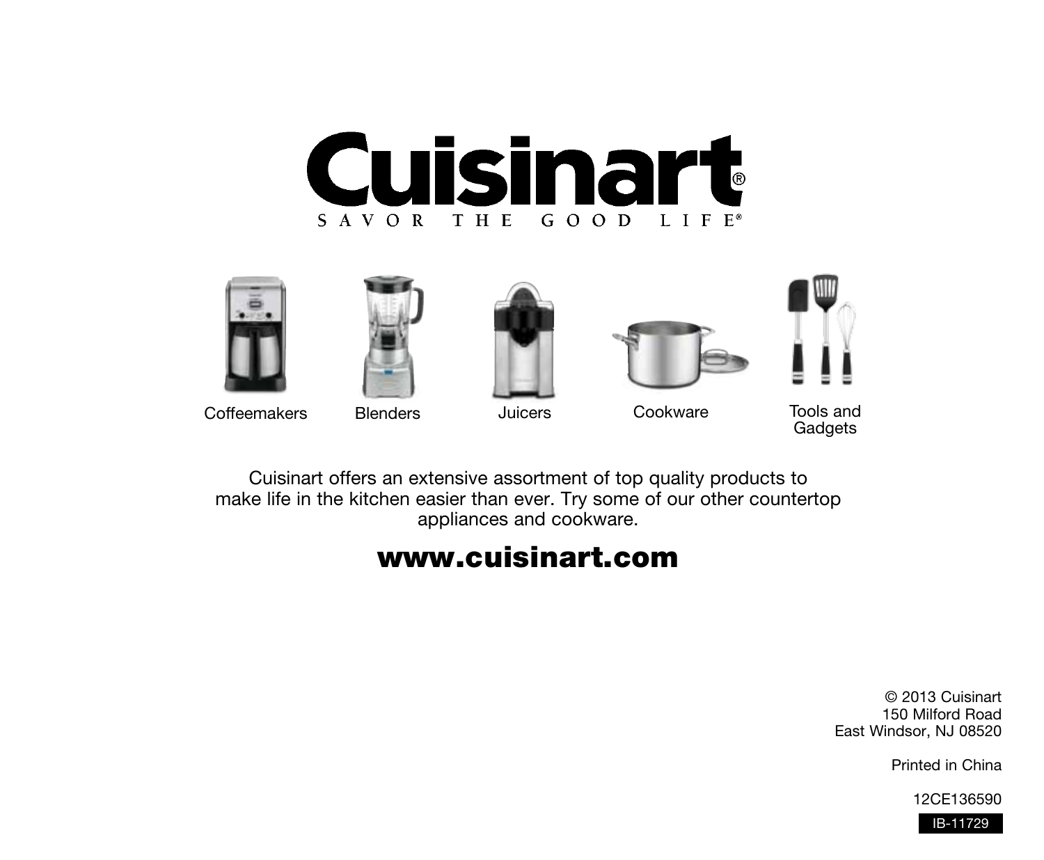# Cuisinart®

SAVOR THE GOOD LIFE®

Coffeemakers

Blenders

Juicers

Cookware

Tools and Gadgets

Cuisinart offers an extensive assortment of top quality products to make life in the kitchen easier than ever. Try some of our other countertop appliances and cookware.

**www.cuisinart.com**

© 2013 Cuisinart
150 Milford Road
East Windsor, NJ 08520

Printed in China

12CE136590

IB-11729